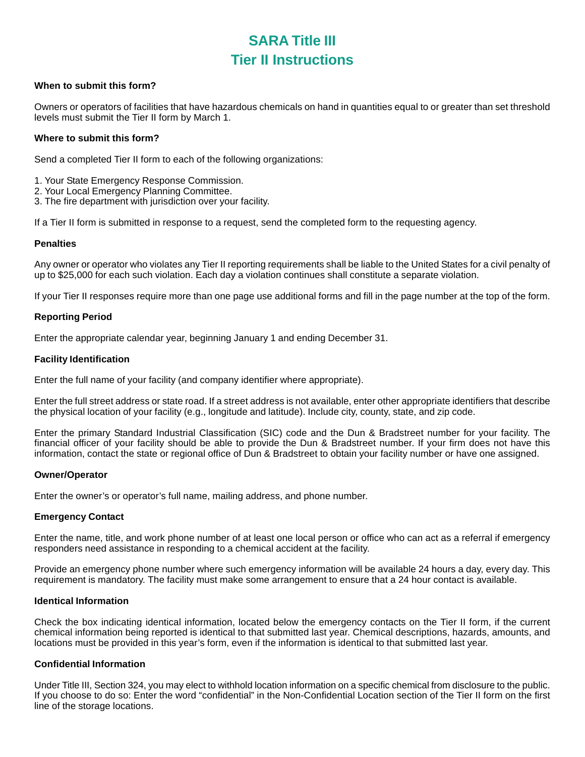# SARA Title III
# Tier II Instructions

**When to submit this form?**

Owners or operators of facilities that have hazardous chemicals on hand in quantities equal to or greater than set threshold levels must submit the Tier II form by March 1.

**Where to submit this form?**

Send a completed Tier II form to each of the following organizations:

1. Your State Emergency Response Commission.
2. Your Local Emergency Planning Committee.
3. The fire department with jurisdiction over your facility.

If a Tier II form is submitted in response to a request, send the completed form to the requesting agency.

**Penalties**

Any owner or operator who violates any Tier II reporting requirements shall be liable to the United States for a civil penalty of up to $25,000 for each such violation. Each day a violation continues shall constitute a separate violation.

If your Tier II responses require more than one page use additional forms and fill in the page number at the top of the form.

**Reporting Period**

Enter the appropriate calendar year, beginning January 1 and ending December 31.

**Facility Identification**

Enter the full name of your facility (and company identifier where appropriate).

Enter the full street address or state road. If a street address is not available, enter other appropriate identifiers that describe the physical location of your facility (e.g., longitude and latitude). Include city, county, state, and zip code.

Enter the primary Standard Industrial Classification (SIC) code and the Dun & Bradstreet number for your facility. The financial officer of your facility should be able to provide the Dun & Bradstreet number. If your firm does not have this information, contact the state or regional office of Dun & Bradstreet to obtain your facility number or have one assigned.

**Owner/Operator**

Enter the owner's or operator's full name, mailing address, and phone number.

**Emergency Contact**

Enter the name, title, and work phone number of at least one local person or office who can act as a referral if emergency responders need assistance in responding to a chemical accident at the facility.

Provide an emergency phone number where such emergency information will be available 24 hours a day, every day. This requirement is mandatory. The facility must make some arrangement to ensure that a 24 hour contact is available.

**Identical Information**

Check the box indicating identical information, located below the emergency contacts on the Tier II form, if the current chemical information being reported is identical to that submitted last year. Chemical descriptions, hazards, amounts, and locations must be provided in this year's form, even if the information is identical to that submitted last year.

**Confidential Information**

Under Title III, Section 324, you may elect to withhold location information on a specific chemical from disclosure to the public. If you choose to do so: Enter the word "confidential" in the Non-Confidential Location section of the Tier II form on the first line of the storage locations.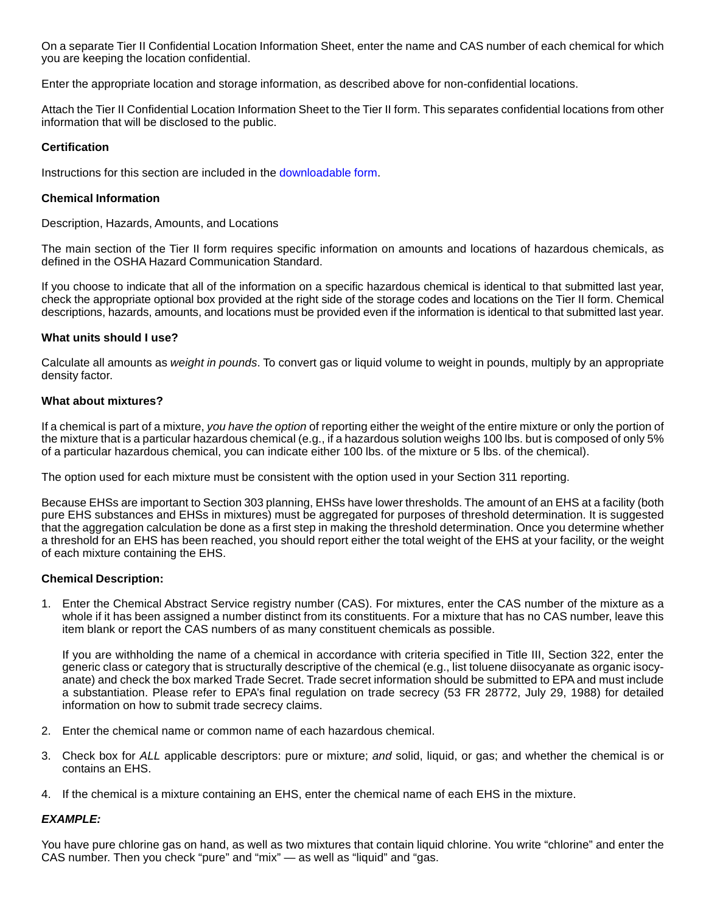On a separate Tier II Confidential Location Information Sheet, enter the name and CAS number of each chemical for which you are keeping the location confidential.

Enter the appropriate location and storage information, as described above for non-confidential locations.

Attach the Tier II Confidential Location Information Sheet to the Tier II form. This separates confidential locations from other information that will be disclosed to the public.

**Certification**

Instructions for this section are included in the downloadable form.

**Chemical Information**

Description, Hazards, Amounts, and Locations

The main section of the Tier II form requires specific information on amounts and locations of hazardous chemicals, as defined in the OSHA Hazard Communication Standard.

If you choose to indicate that all of the information on a specific hazardous chemical is identical to that submitted last year, check the appropriate optional box provided at the right side of the storage codes and locations on the Tier II form. Chemical descriptions, hazards, amounts, and locations must be provided even if the information is identical to that submitted last year.

**What units should I use?**

Calculate all amounts as *weight in pounds*. To convert gas or liquid volume to weight in pounds, multiply by an appropriate density factor.

**What about mixtures?**

If a chemical is part of a mixture, *you have the option* of reporting either the weight of the entire mixture or only the portion of the mixture that is a particular hazardous chemical (e.g., if a hazardous solution weighs 100 lbs. but is composed of only 5% of a particular hazardous chemical, you can indicate either 100 lbs. of the mixture or 5 lbs. of the chemical).

The option used for each mixture must be consistent with the option used in your Section 311 reporting.

Because EHSs are important to Section 303 planning, EHSs have lower thresholds. The amount of an EHS at a facility (both pure EHS substances and EHSs in mixtures) must be aggregated for purposes of threshold determination. It is suggested that the aggregation calculation be done as a first step in making the threshold determination. Once you determine whether a threshold for an EHS has been reached, you should report either the total weight of the EHS at your facility, or the weight of each mixture containing the EHS.

**Chemical Description:**

1. Enter the Chemical Abstract Service registry number (CAS). For mixtures, enter the CAS number of the mixture as a whole if it has been assigned a number distinct from its constituents. For a mixture that has no CAS number, leave this item blank or report the CAS numbers of as many constituent chemicals as possible.

   If you are withholding the name of a chemical in accordance with criteria specified in Title III, Section 322, enter the generic class or category that is structurally descriptive of the chemical (e.g., list toluene diisocyanate as organic isocyanate) and check the box marked Trade Secret. Trade secret information should be submitted to EPA and must include a substantiation. Please refer to EPA's final regulation on trade secrecy (53 FR 28772, July 29, 1988) for detailed information on how to submit trade secrecy claims.

2. Enter the chemical name or common name of each hazardous chemical.

3. Check box for *ALL* applicable descriptors: pure or mixture; *and* solid, liquid, or gas; and whether the chemical is or contains an EHS.

4. If the chemical is a mixture containing an EHS, enter the chemical name of each EHS in the mixture.

***EXAMPLE:***

You have pure chlorine gas on hand, as well as two mixtures that contain liquid chlorine. You write "chlorine" and enter the CAS number. Then you check "pure" and "mix" — as well as "liquid" and "gas.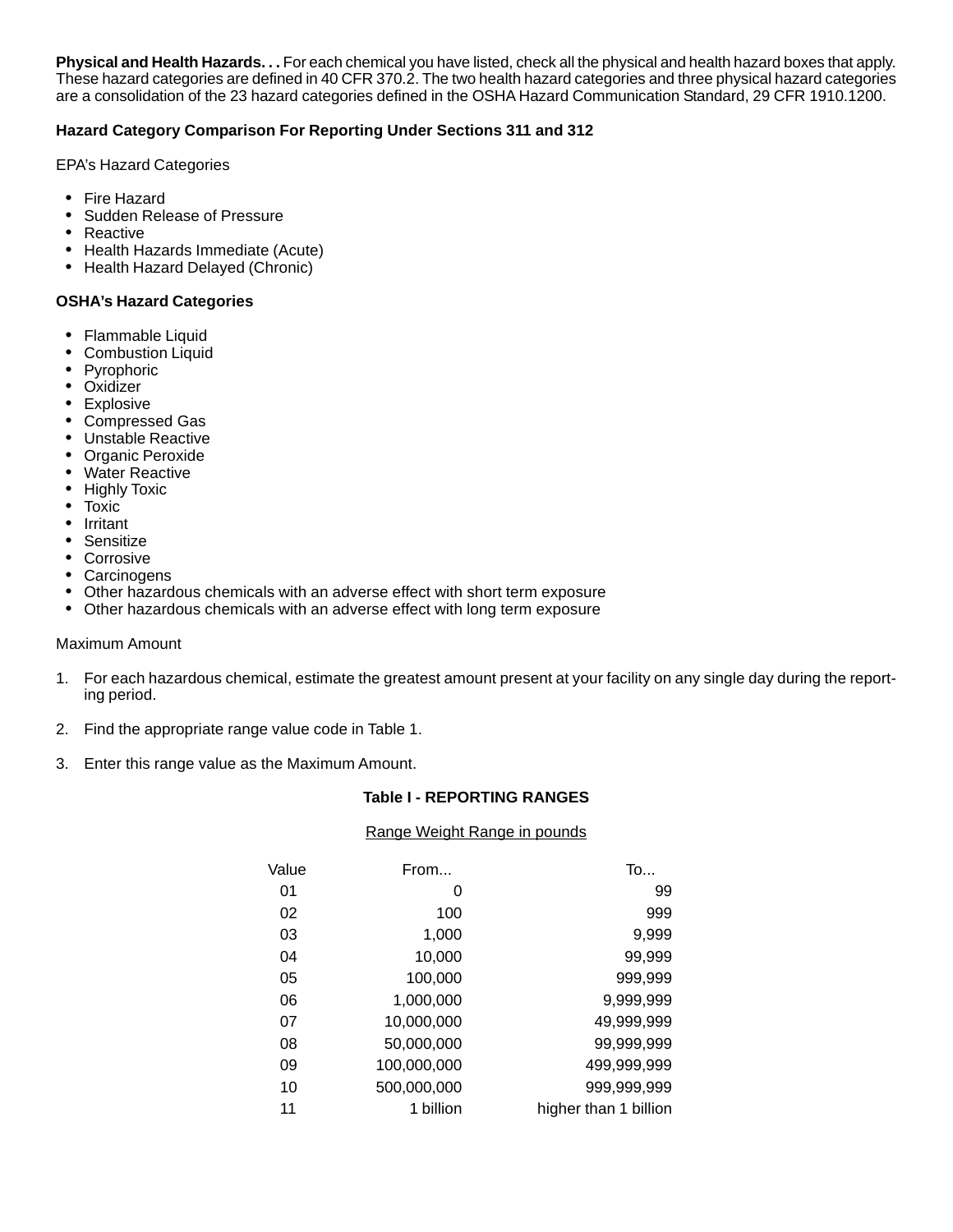**Physical and Health Hazards. . .** For each chemical you have listed, check all the physical and health hazard boxes that apply. These hazard categories are defined in 40 CFR 370.2. The two health hazard categories and three physical hazard categories are a consolidation of the 23 hazard categories defined in the OSHA Hazard Communication Standard, 29 CFR 1910.1200.

**Hazard Category Comparison For Reporting Under Sections 311 and 312**

EPA's Hazard Categories

- Fire Hazard
- Sudden Release of Pressure
- Reactive
- Health Hazards Immediate (Acute)
- Health Hazard Delayed (Chronic)

**OSHA's Hazard Categories**

- Flammable Liquid
- Combustion Liquid
- Pyrophoric
- Oxidizer
- Explosive
- Compressed Gas
- Unstable Reactive
- Organic Peroxide
- Water Reactive
- Highly Toxic
- Toxic
- Irritant
- Sensitize
- Corrosive
- Carcinogens
- Other hazardous chemicals with an adverse effect with short term exposure
- Other hazardous chemicals with an adverse effect with long term exposure

Maximum Amount

1. For each hazardous chemical, estimate the greatest amount present at your facility on any single day during the reporting period.
2. Find the appropriate range value code in Table 1.
3. Enter this range value as the Maximum Amount.

**Table I - REPORTING RANGES**

Range Weight Range in pounds

| Value | From... | To... |
|---|---|---|
| 01 | 0 | 99 |
| 02 | 100 | 999 |
| 03 | 1,000 | 9,999 |
| 04 | 10,000 | 99,999 |
| 05 | 100,000 | 999,999 |
| 06 | 1,000,000 | 9,999,999 |
| 07 | 10,000,000 | 49,999,999 |
| 08 | 50,000,000 | 99,999,999 |
| 09 | 100,000,000 | 499,999,999 |
| 10 | 500,000,000 | 999,999,999 |
| 11 | 1 billion | higher than 1 billion |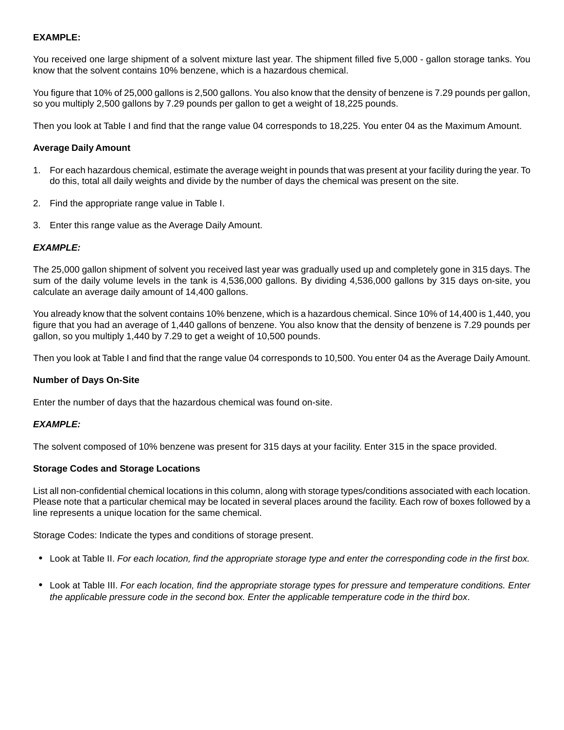**EXAMPLE:**

You received one large shipment of a solvent mixture last year. The shipment filled five 5,000 - gallon storage tanks. You know that the solvent contains 10% benzene, which is a hazardous chemical.

You figure that 10% of 25,000 gallons is 2,500 gallons. You also know that the density of benzene is 7.29 pounds per gallon, so you multiply 2,500 gallons by 7.29 pounds per gallon to get a weight of 18,225 pounds.

Then you look at Table I and find that the range value 04 corresponds to 18,225. You enter 04 as the Maximum Amount.

**Average Daily Amount**

1. For each hazardous chemical, estimate the average weight in pounds that was present at your facility during the year. To do this, total all daily weights and divide by the number of days the chemical was present on the site.
2. Find the appropriate range value in Table I.
3. Enter this range value as the Average Daily Amount.

***EXAMPLE:***

The 25,000 gallon shipment of solvent you received last year was gradually used up and completely gone in 315 days. The sum of the daily volume levels in the tank is 4,536,000 gallons. By dividing 4,536,000 gallons by 315 days on-site, you calculate an average daily amount of 14,400 gallons.

You already know that the solvent contains 10% benzene, which is a hazardous chemical. Since 10% of 14,400 is 1,440, you figure that you had an average of 1,440 gallons of benzene. You also know that the density of benzene is 7.29 pounds per gallon, so you multiply 1,440 by 7.29 to get a weight of 10,500 pounds.

Then you look at Table I and find that the range value 04 corresponds to 10,500. You enter 04 as the Average Daily Amount.

**Number of Days On-Site**

Enter the number of days that the hazardous chemical was found on-site.

***EXAMPLE:***

The solvent composed of 10% benzene was present for 315 days at your facility. Enter 315 in the space provided.

**Storage Codes and Storage Locations**

List all non-confidential chemical locations in this column, along with storage types/conditions associated with each location. Please note that a particular chemical may be located in several places around the facility. Each row of boxes followed by a line represents a unique location for the same chemical.

Storage Codes: Indicate the types and conditions of storage present.

- Look at Table II. *For each location, find the appropriate storage type and enter the corresponding code in the first box.*
- Look at Table III. *For each location, find the appropriate storage types for pressure and temperature conditions. Enter the applicable pressure code in the second box. Enter the applicable temperature code in the third box*.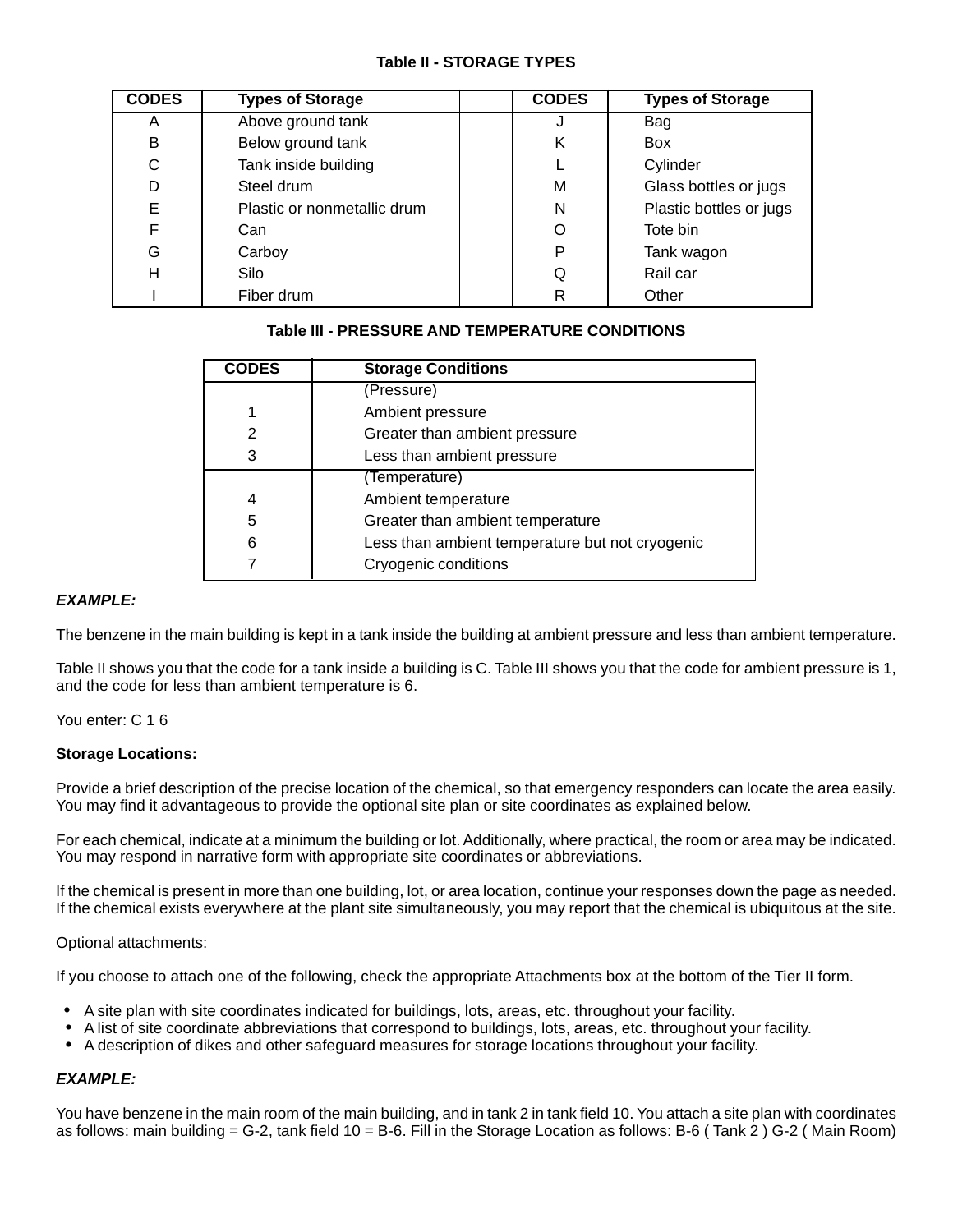**Table II - STORAGE TYPES**

| CODES | Types of Storage | | CODES | Types of Storage |
|---|---|---|---|---|
| A | Above ground tank | | J | Bag |
| B | Below ground tank | | K | Box |
| C | Tank inside building | | L | Cylinder |
| D | Steel drum | | M | Glass bottles or jugs |
| E | Plastic or nonmetallic drum | | N | Plastic bottles or jugs |
| F | Can | | O | Tote bin |
| G | Carboy | | P | Tank wagon |
| H | Silo | | Q | Rail car |
| I | Fiber drum | | R | Other |

**Table III - PRESSURE AND TEMPERATURE CONDITIONS**

| CODES | Storage Conditions |
|---|---|
| | (Pressure) |
| 1 | Ambient pressure |
| 2 | Greater than ambient pressure |
| 3 | Less than ambient pressure |
| | (Temperature) |
| 4 | Ambient temperature |
| 5 | Greater than ambient temperature |
| 6 | Less than ambient temperature but not cryogenic |
| 7 | Cryogenic conditions |

***EXAMPLE:***

The benzene in the main building is kept in a tank inside the building at ambient pressure and less than ambient temperature.

Table II shows you that the code for a tank inside a building is C. Table III shows you that the code for ambient pressure is 1, and the code for less than ambient temperature is 6.

You enter: C 1 6

**Storage Locations:**

Provide a brief description of the precise location of the chemical, so that emergency responders can locate the area easily. You may find it advantageous to provide the optional site plan or site coordinates as explained below.

For each chemical, indicate at a minimum the building or lot. Additionally, where practical, the room or area may be indicated. You may respond in narrative form with appropriate site coordinates or abbreviations.

If the chemical is present in more than one building, lot, or area location, continue your responses down the page as needed. If the chemical exists everywhere at the plant site simultaneously, you may report that the chemical is ubiquitous at the site.

Optional attachments:

If you choose to attach one of the following, check the appropriate Attachments box at the bottom of the Tier II form.

- A site plan with site coordinates indicated for buildings, lots, areas, etc. throughout your facility.
- A list of site coordinate abbreviations that correspond to buildings, lots, areas, etc. throughout your facility.
- A description of dikes and other safeguard measures for storage locations throughout your facility.

***EXAMPLE:***

You have benzene in the main room of the main building, and in tank 2 in tank field 10. You attach a site plan with coordinates as follows: main building = G-2, tank field 10 = B-6. Fill in the Storage Location as follows: B-6 ( Tank 2 ) G-2 ( Main Room)